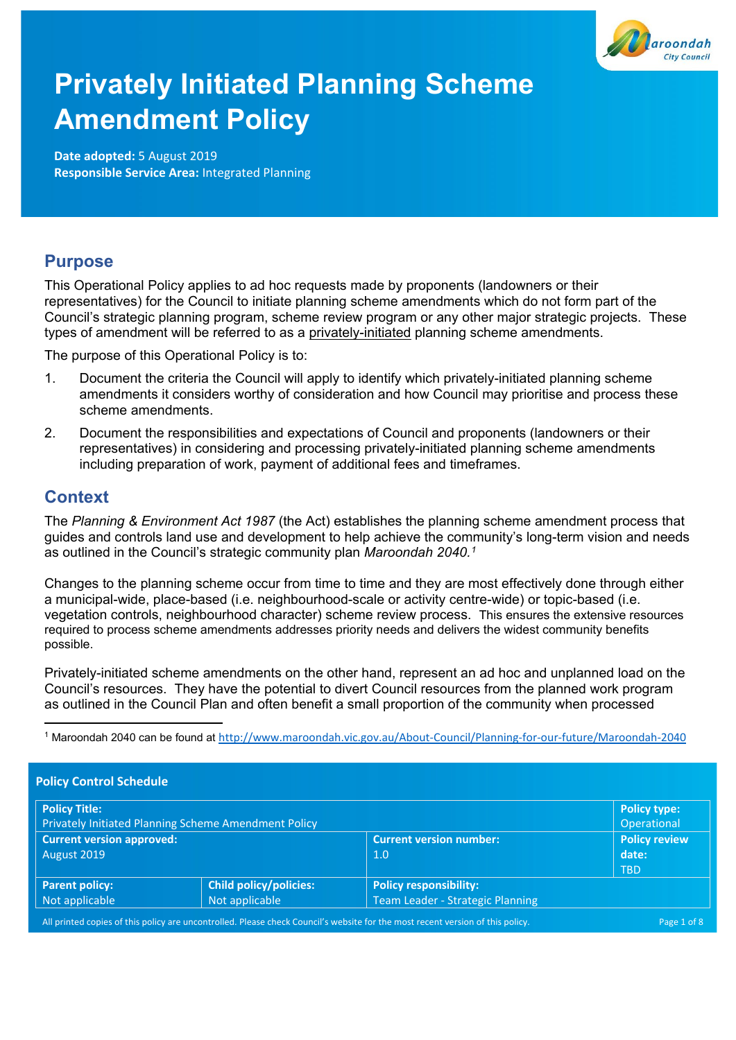# Privately Initiated Planning Scheme Amendment Policy

**Date adopted:** 5 August 2019
**Responsible Service Area:** Integrated Planning

## Purpose

This Operational Policy applies to ad hoc requests made by proponents (landowners or their representatives) for the Council to initiate planning scheme amendments which do not form part of the Council's strategic planning program, scheme review program or any other major strategic projects. These types of amendment will be referred to as a privately-initiated planning scheme amendments.

The purpose of this Operational Policy is to:

1. Document the criteria the Council will apply to identify which privately-initiated planning scheme amendments it considers worthy of consideration and how Council may prioritise and process these scheme amendments.
2. Document the responsibilities and expectations of Council and proponents (landowners or their representatives) in considering and processing privately-initiated planning scheme amendments including preparation of work, payment of additional fees and timeframes.

## Context

The *Planning & Environment Act 1987* (the Act) establishes the planning scheme amendment process that guides and controls land use and development to help achieve the community's long-term vision and needs as outlined in the Council's strategic community plan *Maroondah 2040.*[1]

Changes to the planning scheme occur from time to time and they are most effectively done through either a municipal-wide, place-based (i.e. neighbourhood-scale or activity centre-wide) or topic-based (i.e. vegetation controls, neighbourhood character) scheme review process. This ensures the extensive resources required to process scheme amendments addresses priority needs and delivers the widest community benefits possible.

Privately-initiated scheme amendments on the other hand, represent an ad hoc and unplanned load on the Council's resources. They have the potential to divert Council resources from the planned work program as outlined in the Council Plan and often benefit a small proportion of the community when processed

[1] Maroondah 2040 can be found at http://www.maroondah.vic.gov.au/About-Council/Planning-for-our-future/Maroondah-2040

**Policy Control Schedule**

| Policy Title: Privately Initiated Planning Scheme Amendment Policy | | | Policy type: Operational |
|---|---|---|---|
| Current version approved: August 2019 | | Current version number: 1.0 | Policy review date: TBD |
| Parent policy: Not applicable | Child policy/policies: Not applicable | Policy responsibility: Team Leader - Strategic Planning | |

All printed copies of this policy are uncontrolled. Please check Council's website for the most recent version of this policy.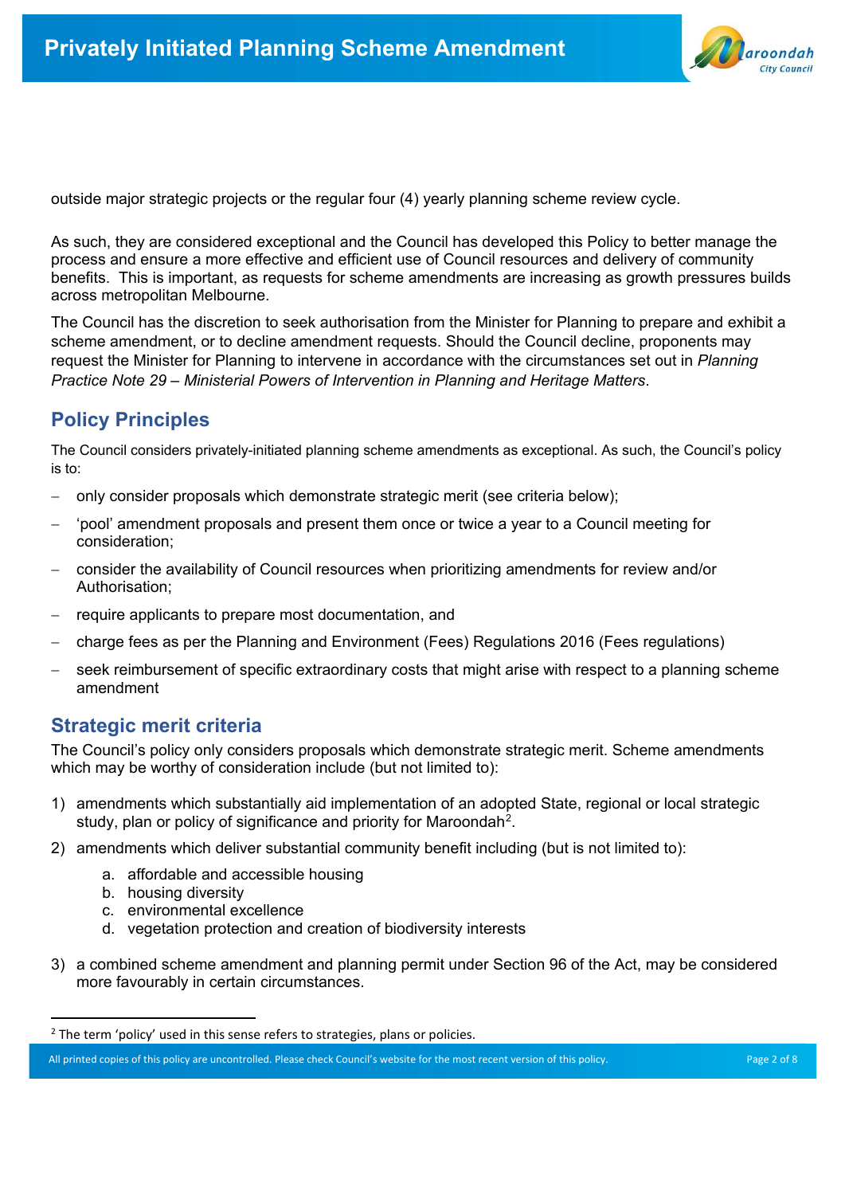outside major strategic projects or the regular four (4) yearly planning scheme review cycle.

As such, they are considered exceptional and the Council has developed this Policy to better manage the process and ensure a more effective and efficient use of Council resources and delivery of community benefits. This is important, as requests for scheme amendments are increasing as growth pressures builds across metropolitan Melbourne.

The Council has the discretion to seek authorisation from the Minister for Planning to prepare and exhibit a scheme amendment, or to decline amendment requests. Should the Council decline, proponents may request the Minister for Planning to intervene in accordance with the circumstances set out in *Planning Practice Note 29 – Ministerial Powers of Intervention in Planning and Heritage Matters*.

## Policy Principles

The Council considers privately-initiated planning scheme amendments as exceptional. As such, the Council's policy is to:

- only consider proposals which demonstrate strategic merit (see criteria below);
- 'pool' amendment proposals and present them once or twice a year to a Council meeting for consideration;
- consider the availability of Council resources when prioritizing amendments for review and/or Authorisation;
- require applicants to prepare most documentation, and
- charge fees as per the Planning and Environment (Fees) Regulations 2016 (Fees regulations)
- seek reimbursement of specific extraordinary costs that might arise with respect to a planning scheme amendment

## Strategic merit criteria

The Council's policy only considers proposals which demonstrate strategic merit. Scheme amendments which may be worthy of consideration include (but not limited to):

1) amendments which substantially aid implementation of an adopted State, regional or local strategic study, plan or policy of significance and priority for Maroondah[2].
2) amendments which deliver substantial community benefit including (but is not limited to):
    a. affordable and accessible housing
    b. housing diversity
    c. environmental excellence
    d. vegetation protection and creation of biodiversity interests
3) a combined scheme amendment and planning permit under Section 96 of the Act, may be considered more favourably in certain circumstances.

[2] The term 'policy' used in this sense refers to strategies, plans or policies.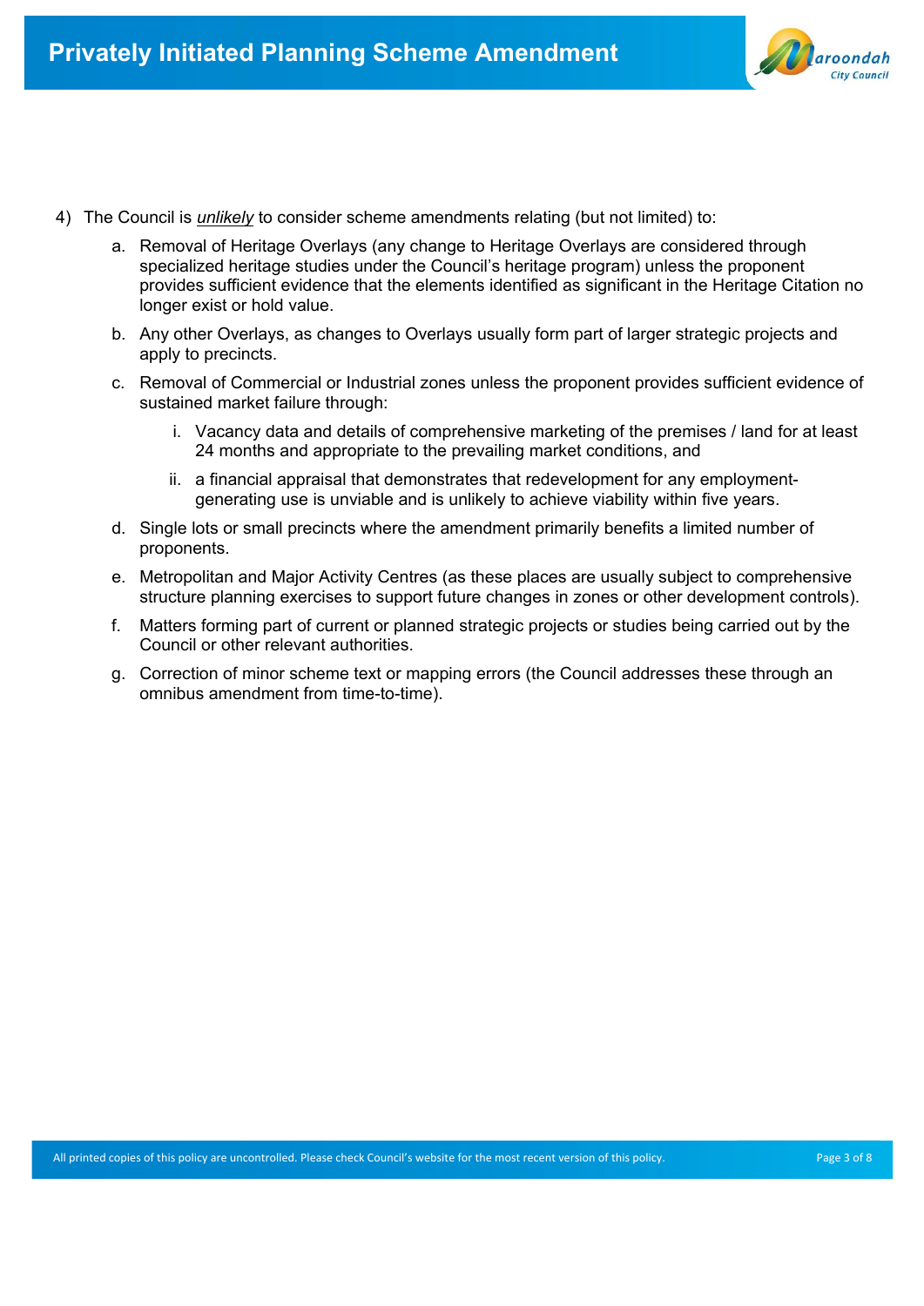4) The Council is *unlikely* to consider scheme amendments relating (but not limited) to:

   a. Removal of Heritage Overlays (any change to Heritage Overlays are considered through specialized heritage studies under the Council's heritage program) unless the proponent provides sufficient evidence that the elements identified as significant in the Heritage Citation no longer exist or hold value.

   b. Any other Overlays, as changes to Overlays usually form part of larger strategic projects and apply to precincts.

   c. Removal of Commercial or Industrial zones unless the proponent provides sufficient evidence of sustained market failure through:

      i. Vacancy data and details of comprehensive marketing of the premises / land for at least 24 months and appropriate to the prevailing market conditions, and

      ii. a financial appraisal that demonstrates that redevelopment for any employment-generating use is unviable and is unlikely to achieve viability within five years.

   d. Single lots or small precincts where the amendment primarily benefits a limited number of proponents.

   e. Metropolitan and Major Activity Centres (as these places are usually subject to comprehensive structure planning exercises to support future changes in zones or other development controls).

   f. Matters forming part of current or planned strategic projects or studies being carried out by the Council or other relevant authorities.

   g. Correction of minor scheme text or mapping errors (the Council addresses these through an omnibus amendment from time-to-time).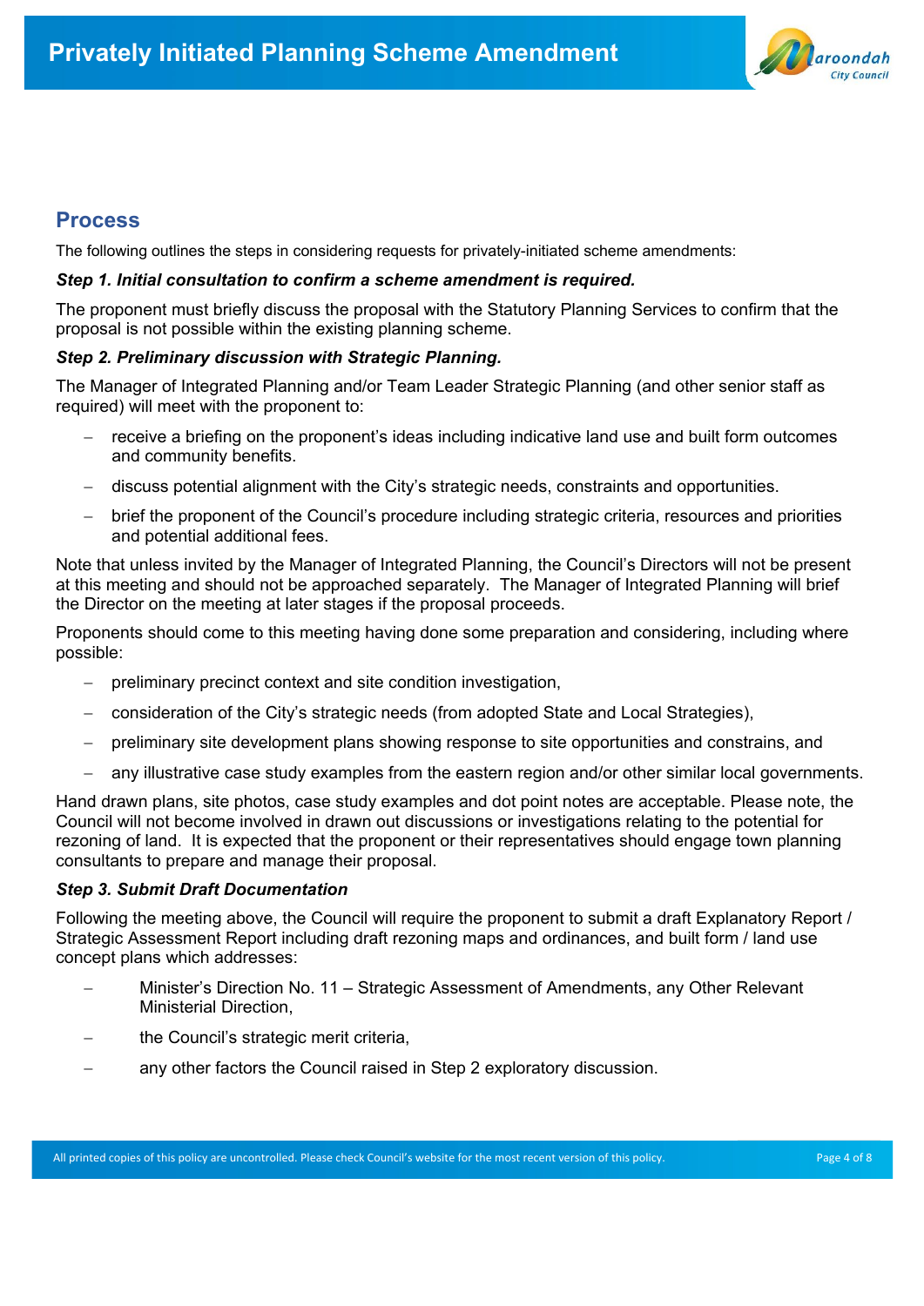## Process

The following outlines the steps in considering requests for privately-initiated scheme amendments:

***Step 1. Initial consultation to confirm a scheme amendment is required.***

The proponent must briefly discuss the proposal with the Statutory Planning Services to confirm that the proposal is not possible within the existing planning scheme.

***Step 2. Preliminary discussion with Strategic Planning.***

The Manager of Integrated Planning and/or Team Leader Strategic Planning (and other senior staff as required) will meet with the proponent to:

- receive a briefing on the proponent's ideas including indicative land use and built form outcomes and community benefits.
- discuss potential alignment with the City's strategic needs, constraints and opportunities.
- brief the proponent of the Council's procedure including strategic criteria, resources and priorities and potential additional fees.

Note that unless invited by the Manager of Integrated Planning, the Council's Directors will not be present at this meeting and should not be approached separately. The Manager of Integrated Planning will brief the Director on the meeting at later stages if the proposal proceeds.

Proponents should come to this meeting having done some preparation and considering, including where possible:

- preliminary precinct context and site condition investigation,
- consideration of the City's strategic needs (from adopted State and Local Strategies),
- preliminary site development plans showing response to site opportunities and constrains, and
- any illustrative case study examples from the eastern region and/or other similar local governments.

Hand drawn plans, site photos, case study examples and dot point notes are acceptable. Please note, the Council will not become involved in drawn out discussions or investigations relating to the potential for rezoning of land. It is expected that the proponent or their representatives should engage town planning consultants to prepare and manage their proposal.

***Step 3. Submit Draft Documentation***

Following the meeting above, the Council will require the proponent to submit a draft Explanatory Report / Strategic Assessment Report including draft rezoning maps and ordinances, and built form / land use concept plans which addresses:

- Minister's Direction No. 11 – Strategic Assessment of Amendments, any Other Relevant Ministerial Direction,
- the Council's strategic merit criteria,
- any other factors the Council raised in Step 2 exploratory discussion.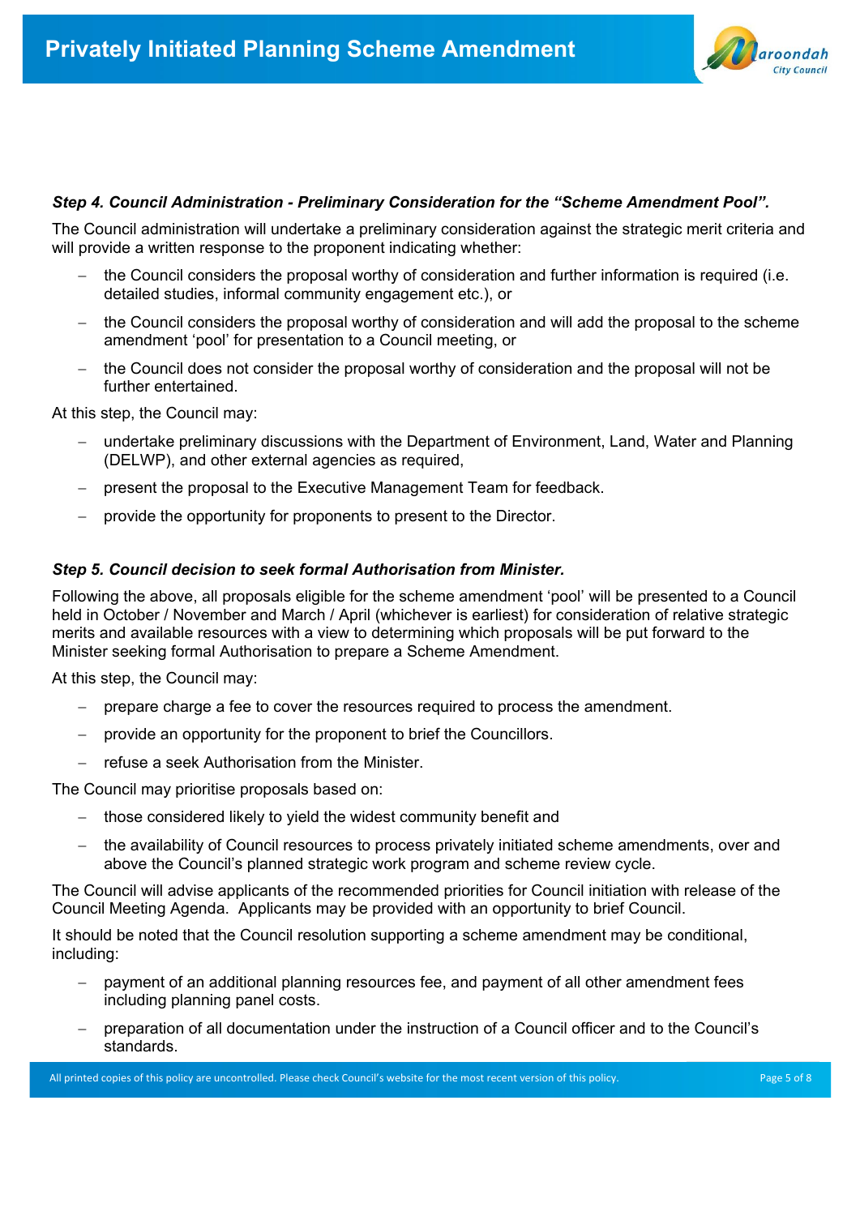### *Step 4. Council Administration - Preliminary Consideration for the "Scheme Amendment Pool".*

The Council administration will undertake a preliminary consideration against the strategic merit criteria and will provide a written response to the proponent indicating whether:

- the Council considers the proposal worthy of consideration and further information is required (i.e. detailed studies, informal community engagement etc.), or
- the Council considers the proposal worthy of consideration and will add the proposal to the scheme amendment 'pool' for presentation to a Council meeting, or
- the Council does not consider the proposal worthy of consideration and the proposal will not be further entertained.

At this step, the Council may:

- undertake preliminary discussions with the Department of Environment, Land, Water and Planning (DELWP), and other external agencies as required,
- present the proposal to the Executive Management Team for feedback.
- provide the opportunity for proponents to present to the Director.

### *Step 5. Council decision to seek formal Authorisation from Minister.*

Following the above, all proposals eligible for the scheme amendment 'pool' will be presented to a Council held in October / November and March / April (whichever is earliest) for consideration of relative strategic merits and available resources with a view to determining which proposals will be put forward to the Minister seeking formal Authorisation to prepare a Scheme Amendment.

At this step, the Council may:

- prepare charge a fee to cover the resources required to process the amendment.
- provide an opportunity for the proponent to brief the Councillors.
- refuse a seek Authorisation from the Minister.

The Council may prioritise proposals based on:

- those considered likely to yield the widest community benefit and
- the availability of Council resources to process privately initiated scheme amendments, over and above the Council's planned strategic work program and scheme review cycle.

The Council will advise applicants of the recommended priorities for Council initiation with release of the Council Meeting Agenda. Applicants may be provided with an opportunity to brief Council.

It should be noted that the Council resolution supporting a scheme amendment may be conditional, including:

- payment of an additional planning resources fee, and payment of all other amendment fees including planning panel costs.
- preparation of all documentation under the instruction of a Council officer and to the Council's standards.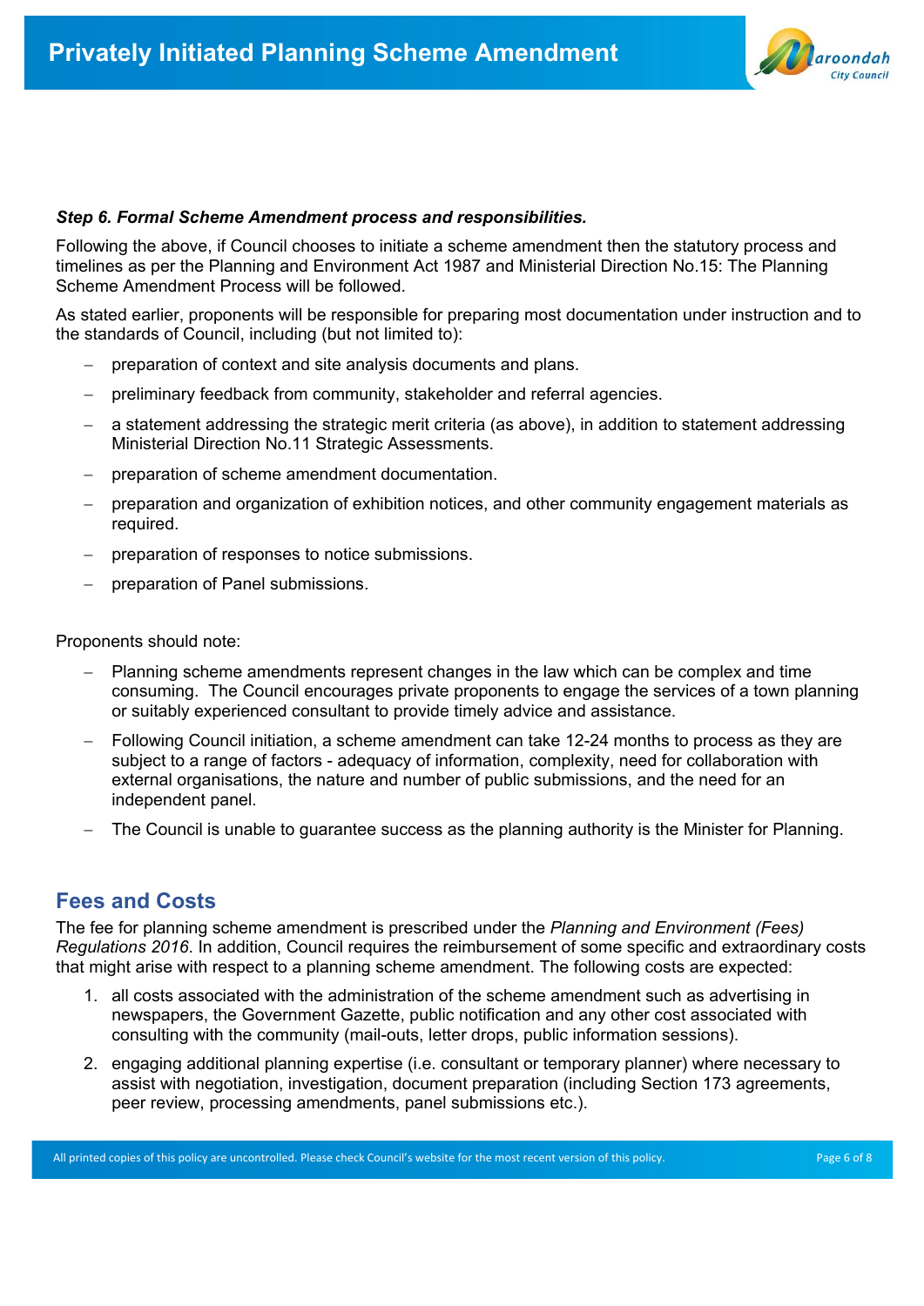***Step 6. Formal Scheme Amendment process and responsibilities.***

Following the above, if Council chooses to initiate a scheme amendment then the statutory process and timelines as per the Planning and Environment Act 1987 and Ministerial Direction No.15: The Planning Scheme Amendment Process will be followed.

As stated earlier, proponents will be responsible for preparing most documentation under instruction and to the standards of Council, including (but not limited to):

- preparation of context and site analysis documents and plans.
- preliminary feedback from community, stakeholder and referral agencies.
- a statement addressing the strategic merit criteria (as above), in addition to statement addressing Ministerial Direction No.11 Strategic Assessments.
- preparation of scheme amendment documentation.
- preparation and organization of exhibition notices, and other community engagement materials as required.
- preparation of responses to notice submissions.
- preparation of Panel submissions.

Proponents should note:

- Planning scheme amendments represent changes in the law which can be complex and time consuming. The Council encourages private proponents to engage the services of a town planning or suitably experienced consultant to provide timely advice and assistance.
- Following Council initiation, a scheme amendment can take 12-24 months to process as they are subject to a range of factors - adequacy of information, complexity, need for collaboration with external organisations, the nature and number of public submissions, and the need for an independent panel.
- The Council is unable to guarantee success as the planning authority is the Minister for Planning.

## Fees and Costs

The fee for planning scheme amendment is prescribed under the *Planning and Environment (Fees) Regulations 2016*. In addition, Council requires the reimbursement of some specific and extraordinary costs that might arise with respect to a planning scheme amendment. The following costs are expected:

1. all costs associated with the administration of the scheme amendment such as advertising in newspapers, the Government Gazette, public notification and any other cost associated with consulting with the community (mail-outs, letter drops, public information sessions).
2. engaging additional planning expertise (i.e. consultant or temporary planner) where necessary to assist with negotiation, investigation, document preparation (including Section 173 agreements, peer review, processing amendments, panel submissions etc.).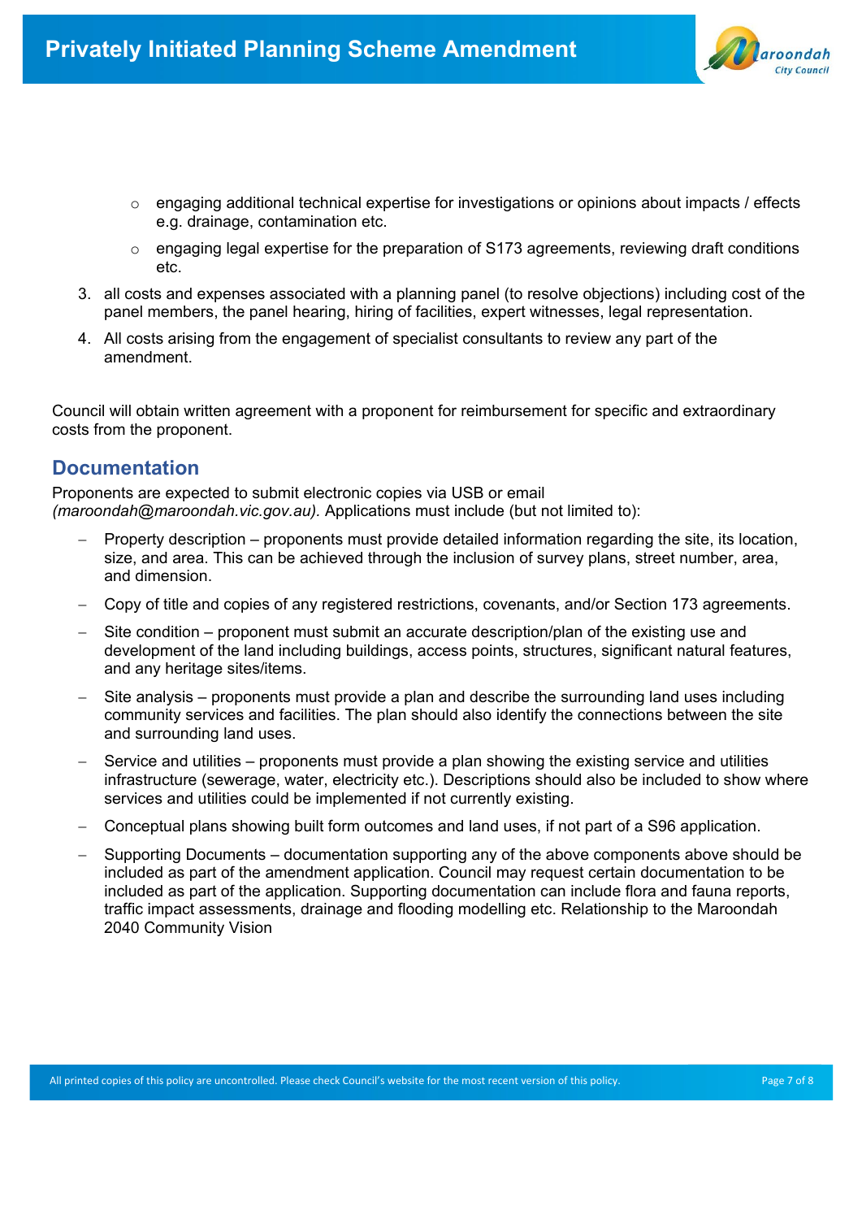- engaging additional technical expertise for investigations or opinions about impacts / effects e.g. drainage, contamination etc.
  - engaging legal expertise for the preparation of S173 agreements, reviewing draft conditions etc.

3. all costs and expenses associated with a planning panel (to resolve objections) including cost of the panel members, the panel hearing, hiring of facilities, expert witnesses, legal representation.
4. All costs arising from the engagement of specialist consultants to review any part of the amendment.

Council will obtain written agreement with a proponent for reimbursement for specific and extraordinary costs from the proponent.

## Documentation

Proponents are expected to submit electronic copies via USB or email *(maroondah@maroondah.vic.gov.au).* Applications must include (but not limited to):

- Property description – proponents must provide detailed information regarding the site, its location, size, and area. This can be achieved through the inclusion of survey plans, street number, area, and dimension.
- Copy of title and copies of any registered restrictions, covenants, and/or Section 173 agreements.
- Site condition – proponent must submit an accurate description/plan of the existing use and development of the land including buildings, access points, structures, significant natural features, and any heritage sites/items.
- Site analysis – proponents must provide a plan and describe the surrounding land uses including community services and facilities. The plan should also identify the connections between the site and surrounding land uses.
- Service and utilities – proponents must provide a plan showing the existing service and utilities infrastructure (sewerage, water, electricity etc.). Descriptions should also be included to show where services and utilities could be implemented if not currently existing.
- Conceptual plans showing built form outcomes and land uses, if not part of a S96 application.
- Supporting Documents – documentation supporting any of the above components above should be included as part of the amendment application. Council may request certain documentation to be included as part of the application. Supporting documentation can include flora and fauna reports, traffic impact assessments, drainage and flooding modelling etc. Relationship to the Maroondah 2040 Community Vision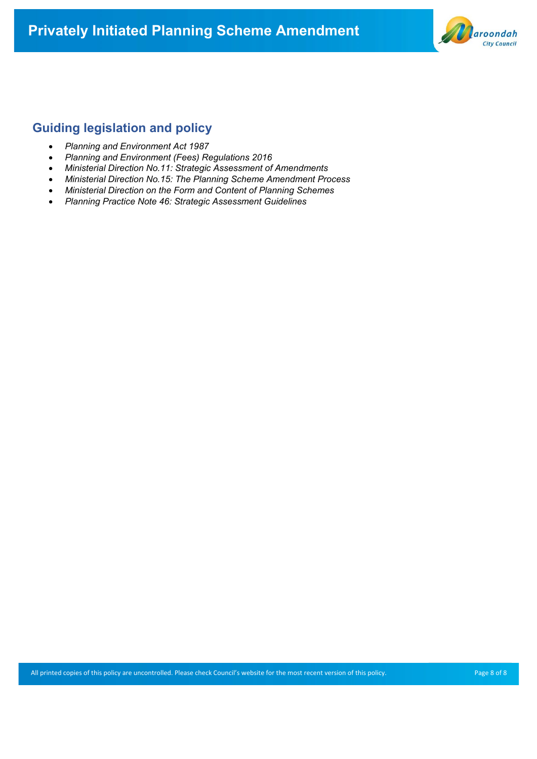## Guiding legislation and policy

- *Planning and Environment Act 1987*
- *Planning and Environment (Fees) Regulations 2016*
- *Ministerial Direction No.11: Strategic Assessment of Amendments*
- *Ministerial Direction No.15: The Planning Scheme Amendment Process*
- *Ministerial Direction on the Form and Content of Planning Schemes*
- *Planning Practice Note 46: Strategic Assessment Guidelines*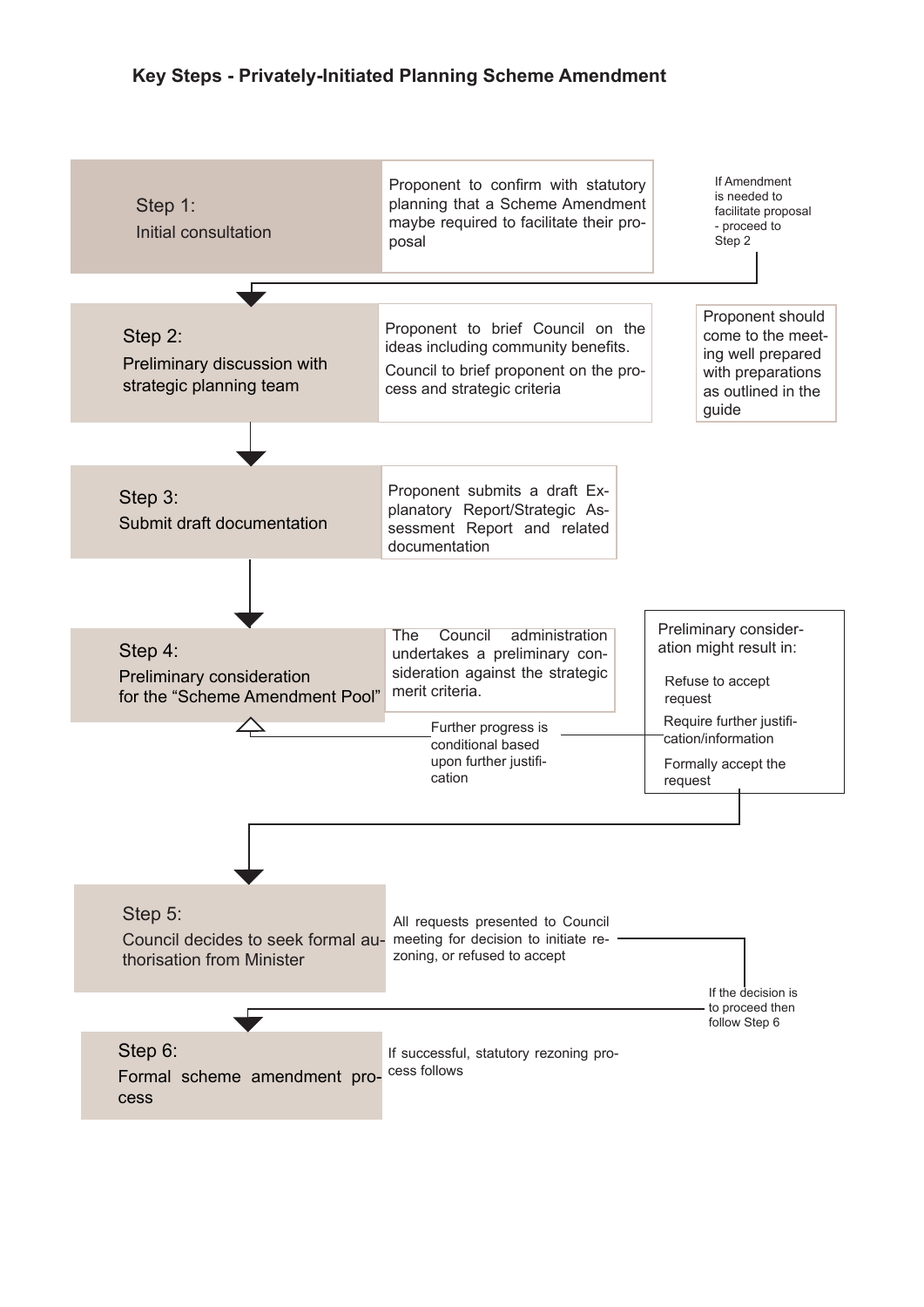## Key Steps - Privately-Initiated Planning Scheme Amendment

**Step 1:**
Initial consultation

Proponent to confirm with statutory planning that a Scheme Amendment maybe required to facilitate their proposal

If Amendment is needed to facilitate proposal - proceed to Step 2

**Step 2:**
Preliminary discussion with strategic planning team

Proponent to brief Council on the ideas including community benefits.

Council to brief proponent on the process and strategic criteria

Proponent should come to the meeting well prepared with preparations as outlined in the guide

**Step 3:**
Submit draft documentation

Proponent submits a draft Explanatory Report/Strategic Assessment Report and related documentation

**Step 4:**
Preliminary consideration for the "Scheme Amendment Pool"

The Council administration undertakes a preliminary consideration against the strategic merit criteria.

Preliminary consideration might result in:

- Refuse to accept request
- Require further justification/information
- Formally accept the request

Further progress is conditional based upon further justification

**Step 5:**
Council decides to seek formal authorisation from Minister

All requests presented to Council meeting for decision to initiate rezoning, or refused to accept

If the decision is to proceed then follow Step 6

**Step 6:**
Formal scheme amendment process

If successful, statutory rezoning process follows